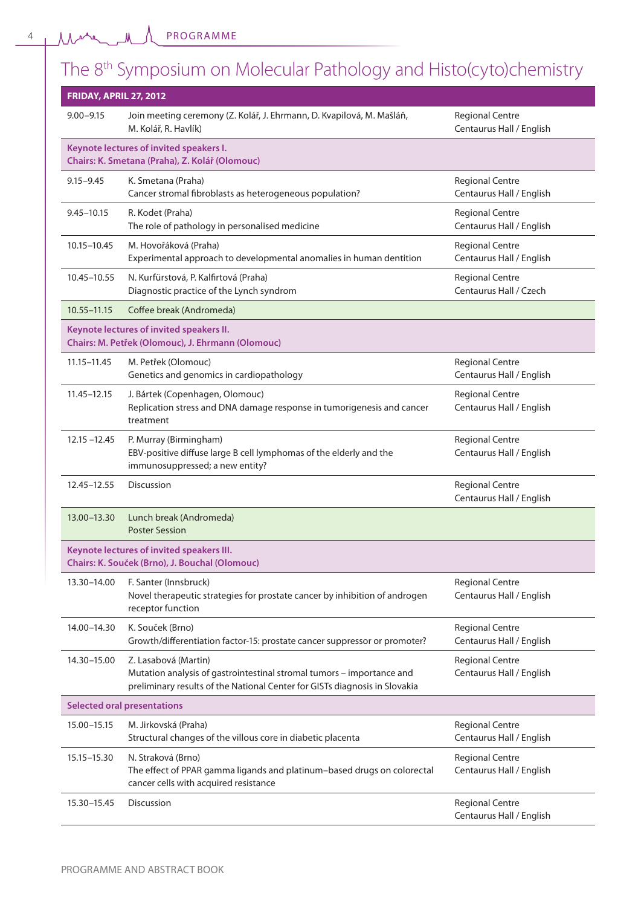# The 8th Symposium on Molecular Pathology and Histo(cyto)chemistry

| **FRIDAY, APRIL 27, 2012** | | |
|---|---|---|
| 9.00–9.15 | Join meeting ceremony (Z. Kolář, J. Ehrmann, D. Kvapilová, M. Mašláň, M. Kolář, R. Havlík) | Regional Centre Centaurus Hall / English |
| **Keynote lectures of invited speakers I. Chairs: K. Smetana (Praha), Z. Kolář (Olomouc)** | | |
| 9.15–9.45 | K. Smetana (Praha) Cancer stromal fibroblasts as heterogeneous population? | Regional Centre Centaurus Hall / English |
| 9.45–10.15 | R. Kodet (Praha) The role of pathology in personalised medicine | Regional Centre Centaurus Hall / English |
| 10.15–10.45 | M. Hovořáková (Praha) Experimental approach to developmental anomalies in human dentition | Regional Centre Centaurus Hall / English |
| 10.45–10.55 | N. Kurfürstová, P. Kalfirtová (Praha) Diagnostic practice of the Lynch syndrom | Regional Centre Centaurus Hall / Czech |
| 10.55–11.15 | Coffee break (Andromeda) | |
| **Keynote lectures of invited speakers II. Chairs: M. Petřek (Olomouc), J. Ehrmann (Olomouc)** | | |
| 11.15–11.45 | M. Petřek (Olomouc) Genetics and genomics in cardiopathology | Regional Centre Centaurus Hall / English |
| 11.45–12.15 | J. Bártek (Copenhagen, Olomouc) Replication stress and DNA damage response in tumorigenesis and cancer treatment | Regional Centre Centaurus Hall / English |
| 12.15 –12.45 | P. Murray (Birmingham) EBV-positive diffuse large B cell lymphomas of the elderly and the immunosuppressed; a new entity? | Regional Centre Centaurus Hall / English |
| 12.45–12.55 | Discussion | Regional Centre Centaurus Hall / English |
| 13.00–13.30 | Lunch break (Andromeda) Poster Session | |
| **Keynote lectures of invited speakers III. Chairs: K. Souček (Brno), J. Bouchal (Olomouc)** | | |
| 13.30–14.00 | F. Santer (Innsbruck) Novel therapeutic strategies for prostate cancer by inhibition of androgen receptor function | Regional Centre Centaurus Hall / English |
| 14.00–14.30 | K. Souček (Brno) Growth/differentiation factor-15: prostate cancer suppressor or promoter? | Regional Centre Centaurus Hall / English |
| 14.30–15.00 | Z. Lasabová (Martin) Mutation analysis of gastrointestinal stromal tumors – importance and preliminary results of the National Center for GISTs diagnosis in Slovakia | Regional Centre Centaurus Hall / English |
| **Selected oral presentations** | | |
| 15.00–15.15 | M. Jirkovská (Praha) Structural changes of the villous core in diabetic placenta | Regional Centre Centaurus Hall / English |
| 15.15–15.30 | N. Straková (Brno) The effect of PPAR gamma ligands and platinum–based drugs on colorectal cancer cells with acquired resistance | Regional Centre Centaurus Hall / English |
| 15.30–15.45 | Discussion | Regional Centre Centaurus Hall / English |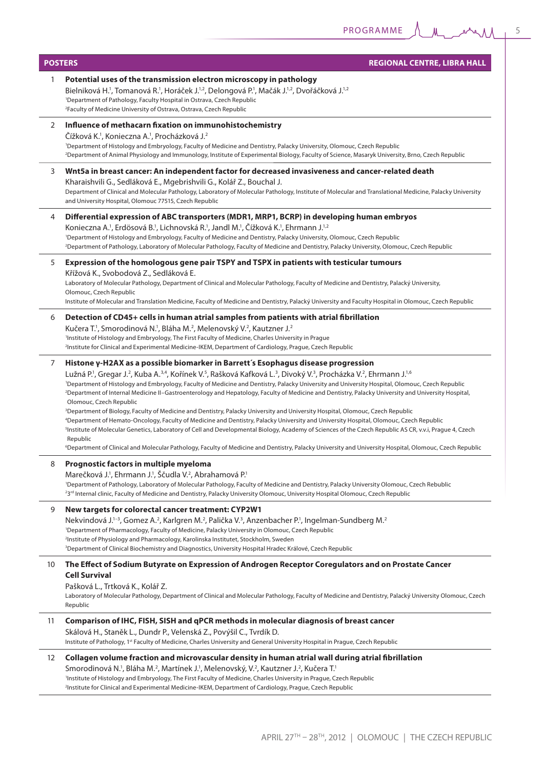## POSTERS — REGIONAL CENTRE, LIBRA HALL

1. **Potential uses of the transmission electron microscopy in pathology**
   Bielniková H.[1], Tomanová R.[1], Horáček J.[1,2], Delongová P.[1], Mačák J.[1,2], Dvořáčková J.[1,2]
   [1]Department of Pathology, Faculty Hospital in Ostrava, Czech Republic
   [2]Faculty of Medicine University of Ostrava, Ostrava, Czech Republic

2. **Influence of methacarn fixation on immunohistochemistry**
   Čížková K.[1], Konieczna A.[1], Procházková J.[2]
   [1]Department of Histology and Embryology, Faculty of Medicine and Dentistry, Palacky University, Olomouc, Czech Republic
   [2]Department of Animal Physiology and Immunology, Institute of Experimental Biology, Faculty of Science, Masaryk University, Brno, Czech Republic

3. **Wnt5a in breast cancer: An independent factor for decreased invasiveness and cancer-related death**
   Kharaishvili G., Sedláková E., Mgebrishvili G., Kolář Z., Bouchal J.
   Department of Clinical and Molecular Pathology, Laboratory of Molecular Pathology, Institute of Molecular and Translational Medicine, Palacky University and University Hospital, Olomouc 77515, Czech Republic

4. **Differential expression of ABC transporters (MDR1, MRP1, BCRP) in developing human embryos**
   Konieczna A.[1], Erdösová B.[1], Lichnovská R.[1], Jandl M.[1], Čížková K.[1], Ehrmann J.[1,2]
   [1]Department of Histology and Embryology, Faculty of Medicine and Dentistry, Palacky University, Olomouc, Czech Republic
   [2]Department of Pathology, Laboratory of Molecular Pathology, Faculty of Medicine and Dentistry, Palacky University, Olomouc, Czech Republic

5. **Expression of the homologous gene pair TSPY and TSPX in patients with testicular tumours**
   Křížová K., Svobodová Z., Sedláková E.
   Laboratory of Molecular Pathology, Department of Clinical and Molecular Pathology, Faculty of Medicine and Dentistry, Palacký University, Olomouc, Czech Republic
   Institute of Molecular and Translation Medicine, Faculty of Medicine and Dentistry, Palacký University and Faculty Hospital in Olomouc, Czech Republic

6. **Detection of CD45+ cells in human atrial samples from patients with atrial fibrillation**
   Kučera T.[1], Smorodinová N.[1], Bláha M.[2], Melenovský V.[2], Kautzner J.[2]
   [1]Institute of Histology and Embryology, The First Faculty of Medicine, Charles University in Prague
   [2]Institute for Clinical and Experimental Medicine-IKEM, Department of Cardiology, Prague, Czech Republic

7. **Histone γ-H2AX as a possible biomarker in Barrett´s Esophagus disease progression**
   Lužná P.[1], Gregar J.[2], Kuba A.[3,4], Kořínek V.[5], Rašková Kafková L.[3], Divoký V.[3], Procházka V.[2], Ehrmann J.[1,6]
   [1]Department of Histology and Embryology, Faculty of Medicine and Dentistry, Palacky University and University Hospital, Olomouc, Czech Republic
   [2]Department of Internal Medicine II–Gastroenterology and Hepatology, Faculty of Medicine and Dentistry, Palacky University and University Hospital, Olomouc, Czech Republic
   [3]Department of Biology, Faculty of Medicine and Dentistry, Palacky University and University Hospital, Olomouc, Czech Republic
   [4]Department of Hemato-Oncology, Faculty of Medicine and Dentistry, Palacky University and University Hospital, Olomouc, Czech Republic
   [5]Institute of Molecular Genetics, Laboratory of Cell and Developmental Biology, Academy of Sciences of the Czech Republic AS CR, v.v.i, Prague 4, Czech Republic
   [6]Department of Clinical and Molecular Pathology, Faculty of Medicine and Dentistry, Palacky University and University Hospital, Olomouc, Czech Republic

8. **Prognostic factors in multiple myeloma**
   Marečková J.[1], Ehrmann J.[1], Ščudla V.[2], Abrahamová P.[1]
   [1]Department of Pathology, Laboratory of Molecular Pathology, Faculty of Medicine and Dentistry, Palacky University Olomouc, Czech Rebublic
   [2]3rd Internal clinic, Faculty of Medicine and Dentistry, Palacky University Olomouc, University Hospital Olomouc, Czech Republic

9. **New targets for colorectal cancer treatment: CYP2W1**
   Nekvindová J.[1–3], Gomez A.[2], Karlgren M.[2], Palička V.[3], Anzenbacher P.[1], Ingelman-Sundberg M.[2]
   [1]Department of Pharmacology, Faculty of Medicine, Palacky University in Olomouc, Czech Republic
   [2]Institute of Physiology and Pharmacology, Karolinska Institutet, Stockholm, Sweden
   [3]Department of Clinical Biochemistry and Diagnostics, University Hospital Hradec Králové, Czech Republic

10. **The Effect of Sodium Butyrate on Expression of Androgen Receptor Coregulators and on Prostate Cancer Cell Survival**
    Pašková L., Trtková K., Kolář Z.
    Laboratory of Molecular Pathology, Department of Clinical and Molecular Pathology, Faculty of Medicine and Dentistry, Palacký University Olomouc, Czech Republic

11. **Comparison of IHC, FISH, SISH and qPCR methods in molecular diagnosis of breast cancer**
    Skálová H., Staněk L., Dundr P., Velenská Z., Povýšil C., Tvrdík D.
    Institute of Pathology, 1st Faculty of Medicine, Charles University and General University Hospital in Prague, Czech Republic

12. **Collagen volume fraction and microvascular density in human atrial wall during atrial fibrillation**
    Smorodinová N.[1], Bláha M.[2], Martínek J.[1], Melenovský, V.[2], Kautzner J.[2], Kučera T.[1]
    [1]Institute of Histology and Embryology, The First Faculty of Medicine, Charles University in Prague, Czech Republic
    [2]Institute for Clinical and Experimental Medicine-IKEM, Department of Cardiology, Prague, Czech Republic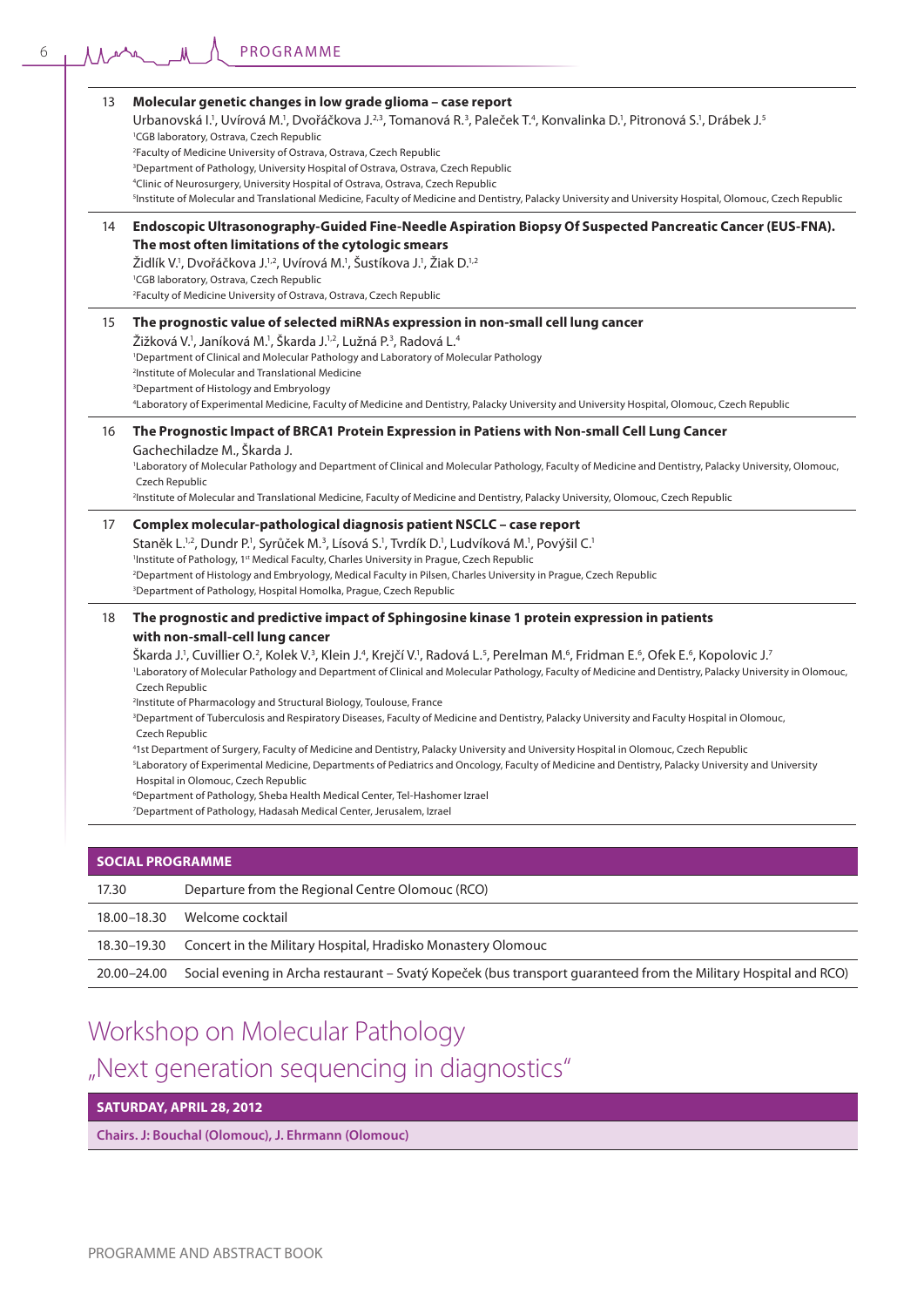13 **Molecular genetic changes in low grade glioma – case report**
Urbanovská I.[1], Uvírová M.[1], Dvořáčkova J.[2,3], Tomanová R.[3], Paleček T.[4], Konvalinka D.[1], Pitronová S.[1], Drábek J.[5]
[1]CGB laboratory, Ostrava, Czech Republic
[2]Faculty of Medicine University of Ostrava, Ostrava, Czech Republic
[3]Department of Pathology, University Hospital of Ostrava, Ostrava, Czech Republic
[4]Clinic of Neurosurgery, University Hospital of Ostrava, Ostrava, Czech Republic
[5]Institute of Molecular and Translational Medicine, Faculty of Medicine and Dentistry, Palacky University and University Hospital, Olomouc, Czech Republic

14 **Endoscopic Ultrasonography-Guided Fine-Needle Aspiration Biopsy Of Suspected Pancreatic Cancer (EUS-FNA). The most often limitations of the cytologic smears**
Židlík V.[1], Dvořáčkova J.[1,2], Uvírová M.[1], Šustíkova J.[1], Žiak D.[1,2]
[1]CGB laboratory, Ostrava, Czech Republic
[2]Faculty of Medicine University of Ostrava, Ostrava, Czech Republic

15 **The prognostic value of selected miRNAs expression in non-small cell lung cancer**
Žižková V.[1], Janíková M.[1], Škarda J.[1,2], Lužná P.[3], Radová L.[4]
[1]Department of Clinical and Molecular Pathology and Laboratory of Molecular Pathology
[2]Institute of Molecular and Translational Medicine
[3]Department of Histology and Embryology
[4]Laboratory of Experimental Medicine, Faculty of Medicine and Dentistry, Palacky University and University Hospital, Olomouc, Czech Republic

16 **The Prognostic Impact of BRCA1 Protein Expression in Patiens with Non-small Cell Lung Cancer**
Gachechiladze M., Škarda J.
[1]Laboratory of Molecular Pathology and Department of Clinical and Molecular Pathology, Faculty of Medicine and Dentistry, Palacky University, Olomouc, Czech Republic
[2]Institute of Molecular and Translational Medicine, Faculty of Medicine and Dentistry, Palacky University, Olomouc, Czech Republic

17 **Complex molecular-pathological diagnosis patient NSCLC – case report**
Staněk L.[1,2], Dundr P.[1], Syrůček M.[3], Lísová S.[1], Tvrdík D.[1], Ludvíková M.[1], Povýšil C.[1]
[1]Institute of Pathology, 1st Medical Faculty, Charles University in Prague, Czech Republic
[2]Department of Histology and Embryology, Medical Faculty in Pilsen, Charles University in Prague, Czech Republic
[3]Department of Pathology, Hospital Homolka, Prague, Czech Republic

18 **The prognostic and predictive impact of Sphingosine kinase 1 protein expression in patients with non-small-cell lung cancer**
Škarda J.[1], Cuvillier O.[2], Kolek V.[3], Klein J.[4], Krejčí V.[1], Radová L.[5], Perelman M.[6], Fridman E.[6], Ofek E.[6], Kopolovic J.[7]
[1]Laboratory of Molecular Pathology and Department of Clinical and Molecular Pathology, Faculty of Medicine and Dentistry, Palacky University in Olomouc, Czech Republic
[2]Institute of Pharmacology and Structural Biology, Toulouse, France
[3]Department of Tuberculosis and Respiratory Diseases, Faculty of Medicine and Dentistry, Palacky University and Faculty Hospital in Olomouc, Czech Republic
[4]1st Department of Surgery, Faculty of Medicine and Dentistry, Palacky University and University Hospital in Olomouc, Czech Republic
[5]Laboratory of Experimental Medicine, Departments of Pediatrics and Oncology, Faculty of Medicine and Dentistry, Palacky University and University Hospital in Olomouc, Czech Republic
[6]Department of Pathology, Sheba Health Medical Center, Tel-Hashomer Izrael
[7]Department of Pathology, Hadasah Medical Center, Jerusalem, Izrael

| SOCIAL PROGRAMME | |
|---|---|
| 17.30 | Departure from the Regional Centre Olomouc (RCO) |
| 18.00–18.30 | Welcome cocktail |
| 18.30–19.30 | Concert in the Military Hospital, Hradisko Monastery Olomouc |
| 20.00–24.00 | Social evening in Archa restaurant – Svatý Kopeček (bus transport guaranteed from the Military Hospital and RCO) |

# Workshop on Molecular Pathology „Next generation sequencing in diagnostics"

**SATURDAY, APRIL 28, 2012**

**Chairs. J: Bouchal (Olomouc), J. Ehrmann (Olomouc)**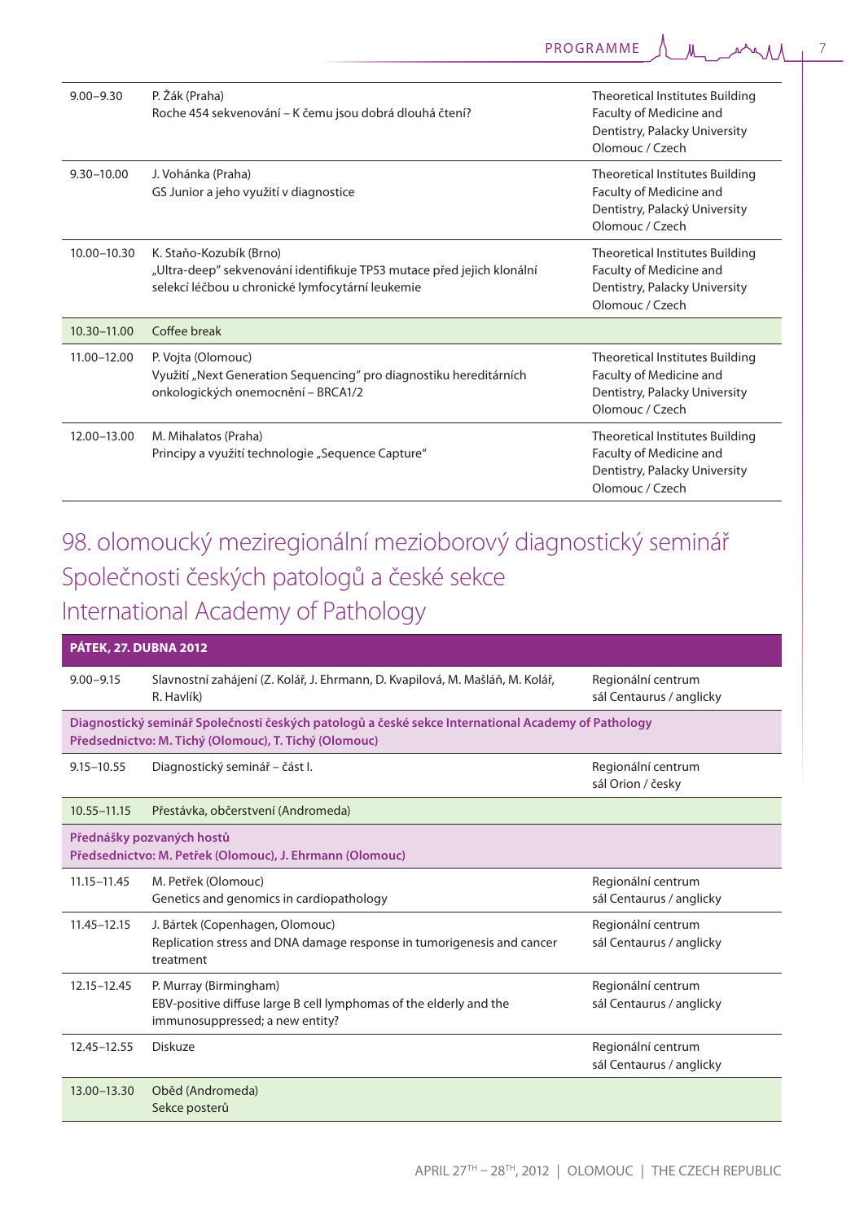| | | |
|---|---|---|
| 9.00–9.30 | P. Žák (Praha)<br>Roche 454 sekvenování – K čemu jsou dobrá dlouhá čtení? | Theoretical Institutes Building Faculty of Medicine and Dentistry, Palacky University Olomouc / Czech |
| 9.30–10.00 | J. Vohánka (Praha)<br>GS Junior a jeho využití v diagnostice | Theoretical Institutes Building Faculty of Medicine and Dentistry, Palacký University Olomouc / Czech |
| 10.00–10.30 | K. Staňo-Kozubík (Brno)<br>„Ultra-deep" sekvenování identifikuje TP53 mutace před jejich klonální selekcí léčbou u chronické lymfocytární leukemie | Theoretical Institutes Building Faculty of Medicine and Dentistry, Palacky University Olomouc / Czech |
| 10.30–11.00 | Coffee break | |
| 11.00–12.00 | P. Vojta (Olomouc)<br>Využití „Next Generation Sequencing" pro diagnostiku hereditárních onkologických onemocnění – BRCA1/2 | Theoretical Institutes Building Faculty of Medicine and Dentistry, Palacky University Olomouc / Czech |
| 12.00–13.00 | M. Mihalatos (Praha)<br>Principy a využití technologie „Sequence Capture" | Theoretical Institutes Building Faculty of Medicine and Dentistry, Palacky University Olomouc / Czech |

## 98. olomoucký meziregionální mezioborový diagnostický seminář Společnosti českých patologů a české sekce International Academy of Pathology

| **PÁTEK, 27. DUBNA 2012** | | |
|---|---|---|
| 9.00–9.15 | Slavnostní zahájení (Z. Kolář, J. Ehrmann, D. Kvapilová, M. Mašláň, M. Kolář, R. Havlík) | Regionální centrum<br>sál Centaurus / anglicky |
| **Diagnostický seminář Společnosti českých patologů a české sekce International Academy of Pathology**<br>**Předsednictvo: M. Tichý (Olomouc), T. Tichý (Olomouc)** | | |
| 9.15–10.55 | Diagnostický seminář – část I. | Regionální centrum<br>sál Orion / česky |
| 10.55–11.15 | Přestávka, občerstvení (Andromeda) | |
| **Přednášky pozvaných hostů**<br>**Předsednictvo: M. Petřek (Olomouc), J. Ehrmann (Olomouc)** | | |
| 11.15–11.45 | M. Petřek (Olomouc)<br>Genetics and genomics in cardiopathology | Regionální centrum<br>sál Centaurus / anglicky |
| 11.45–12.15 | J. Bártek (Copenhagen, Olomouc)<br>Replication stress and DNA damage response in tumorigenesis and cancer treatment | Regionální centrum<br>sál Centaurus / anglicky |
| 12.15–12.45 | P. Murray (Birmingham)<br>EBV-positive diffuse large B cell lymphomas of the elderly and the immunosuppressed; a new entity? | Regionální centrum<br>sál Centaurus / anglicky |
| 12.45–12.55 | Diskuze | Regionální centrum<br>sál Centaurus / anglicky |
| 13.00–13.30 | Oběd (Andromeda)<br>Sekce posterů | |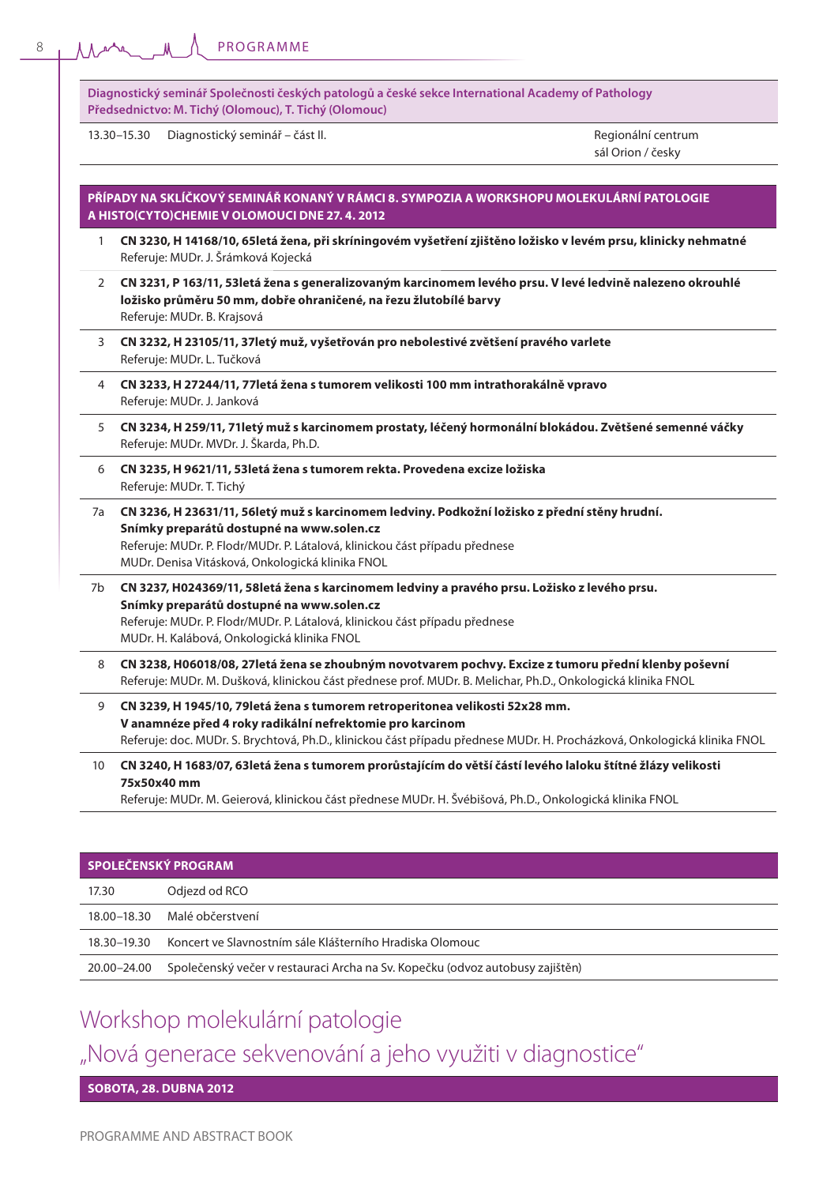**Diagnostický seminář Společnosti českých patologů a české sekce International Academy of Pathology**
**Předsednictvo: M. Tichý (Olomouc), T. Tichý (Olomouc)**

| | | |
|---|---|---|
| 13.30–15.30 | Diagnostický seminář – část II. | Regionální centrum sál Orion / česky |

## PŘÍPADY NA SKLÍČKOVÝ SEMINÁŘ KONANÝ V RÁMCI 8. SYMPOZIA A WORKSHOPU MOLEKULÁRNÍ PATOLOGIE A HISTO(CYTO)CHEMIE V OLOMOUCI DNE 27. 4. 2012

1 **CN 3230, H 14168/10, 65letá žena, při skríningovém vyšetření zjištěno ložisko v levém prsu, klinicky nehmatné**
Referuje: MUDr. J. Šrámková Kojecká

2 **CN 3231, P 163/11, 53letá žena s generalizovaným karcinomem levého prsu. V levé ledvině nalezeno okrouhlé ložisko průměru 50 mm, dobře ohraničené, na řezu žlutobílé barvy**
Referuje: MUDr. B. Krajsová

3 **CN 3232, H 23105/11, 37letý muž, vyšetřován pro nebolestivé zvětšení pravého varlete**
Referuje: MUDr. L. Tučková

4 **CN 3233, H 27244/11, 77letá žena s tumorem velikosti 100 mm intrathorakálně vpravo**
Referuje: MUDr. J. Janková

5 **CN 3234, H 259/11, 71letý muž s karcinomem prostaty, léčený hormonální blokádou. Zvětšené semenné váčky**
Referuje: MUDr. MVDr. J. Škarda, Ph.D.

6 **CN 3235, H 9621/11, 53letá žena s tumorem rekta. Provedena excize ložiska**
Referuje: MUDr. T. Tichý

7a **CN 3236, H 23631/11, 56letý muž s karcinomem ledviny. Podkožní ložisko z přední stěny hrudní. Snímky preparátů dostupné na www.solen.cz**
Referuje: MUDr. P. Flodr/MUDr. P. Látalová, klinickou část případu přednese MUDr. Denisa Vitásková, Onkologická klinika FNOL

7b **CN 3237, H024369/11, 58letá žena s karcinomem ledviny a pravého prsu. Ložisko z levého prsu. Snímky preparátů dostupné na www.solen.cz**
Referuje: MUDr. P. Flodr/MUDr. P. Látalová, klinickou část případu přednese MUDr. H. Kalábová, Onkologická klinika FNOL

8 **CN 3238, H06018/08, 27letá žena se zhoubným novotvarem pochvy. Excize z tumoru přední klenby poševní**
Referuje: MUDr. M. Dušková, klinickou část přednese prof. MUDr. B. Melichar, Ph.D., Onkologická klinika FNOL

9 **CN 3239, H 1945/10, 79letá žena s tumorem retroperitonea velikosti 52x28 mm. V anamnéze před 4 roky radikální nefrektomie pro karcinom**
Referuje: doc. MUDr. S. Brychtová, Ph.D., klinickou část případu přednese MUDr. H. Procházková, Onkologická klinika FNOL

10 **CN 3240, H 1683/07, 63letá žena s tumorem prorůstajícím do větší částí levého laloku štítné žlázy velikosti 75x50x40 mm**
Referuje: MUDr. M. Geierová, klinickou část přednese MUDr. H. Švébišová, Ph.D., Onkologická klinika FNOL

## SPOLEČENSKÝ PROGRAM

| | |
|---|---|
| 17.30 | Odjezd od RCO |
| 18.00–18.30 | Malé občerstvení |
| 18.30–19.30 | Koncert ve Slavnostním sále Klášterního Hradiska Olomouc |
| 20.00–24.00 | Společenský večer v restauraci Archa na Sv. Kopečku (odvoz autobusy zajištěn) |

# Workshop molekulární patologie „Nová generace sekvenování a jeho využiti v diagnostice"

**SOBOTA, 28. DUBNA 2012**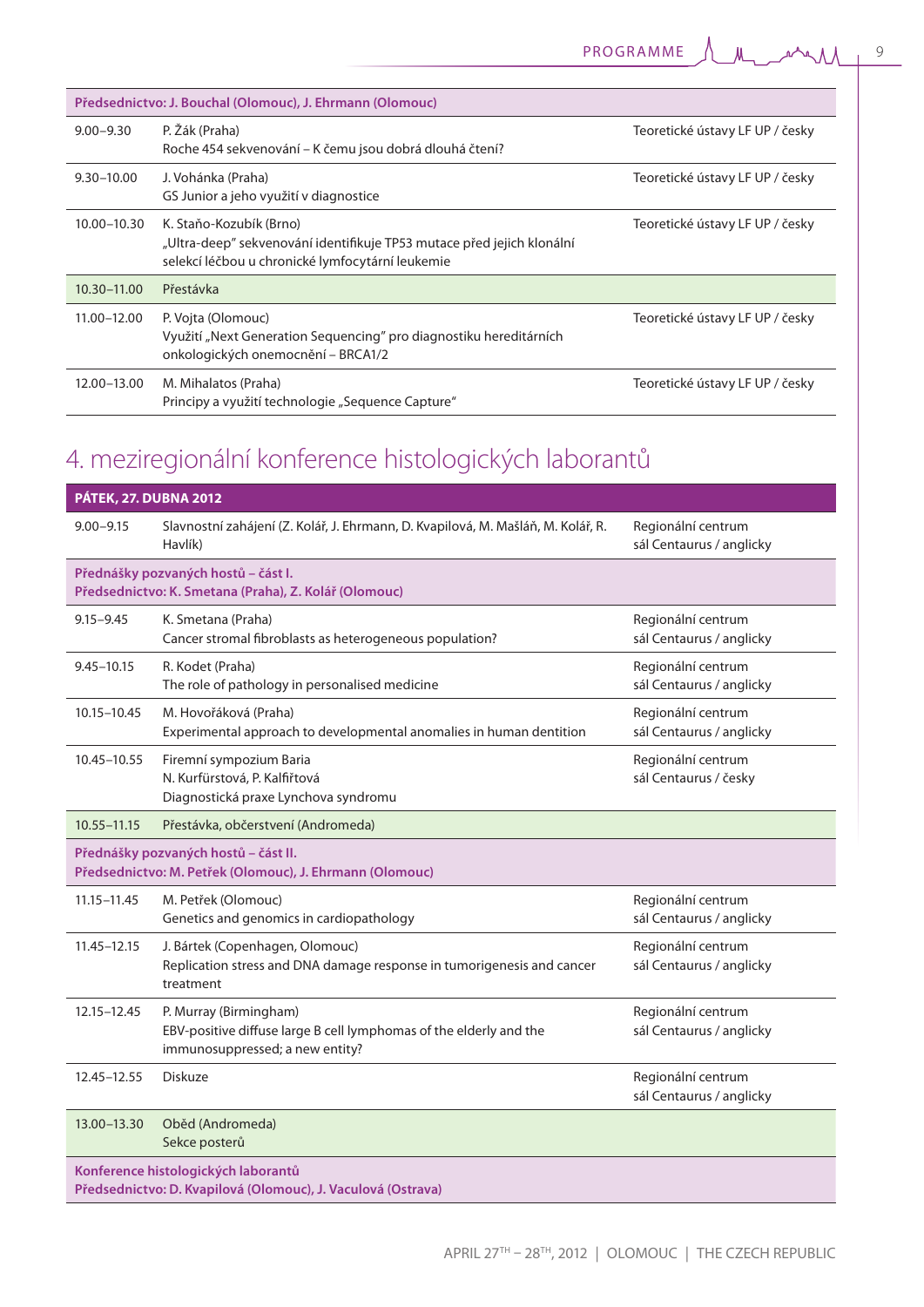| | | |
|---|---|---|
| **Předsednictvo: J. Bouchal (Olomouc), J. Ehrmann (Olomouc)** | | |
| 9.00–9.30 | P. Žák (Praha)<br>Roche 454 sekvenování – K čemu jsou dobrá dlouhá čtení? | Teoretické ústavy LF UP / česky |
| 9.30–10.00 | J. Vohánka (Praha)<br>GS Junior a jeho využití v diagnostice | Teoretické ústavy LF UP / česky |
| 10.00–10.30 | K. Staňo-Kozubík (Brno)<br>„Ultra-deep" sekvenování identifikuje TP53 mutace před jejich klonální selekcí léčbou u chronické lymfocytární leukemie | Teoretické ústavy LF UP / česky |
| 10.30–11.00 | Přestávka | |
| 11.00–12.00 | P. Vojta (Olomouc)<br>Využití „Next Generation Sequencing" pro diagnostiku hereditárních onkologických onemocnění – BRCA1/2 | Teoretické ústavy LF UP / česky |
| 12.00–13.00 | M. Mihalatos (Praha)<br>Principy a využití technologie „Sequence Capture" | Teoretické ústavy LF UP / česky |

# 4. meziregionální konference histologických laborantů

| **PÁTEK, 27. DUBNA 2012** | | |
|---|---|---|
| 9.00–9.15 | Slavnostní zahájení (Z. Kolář, J. Ehrmann, D. Kvapilová, M. Mašláň, M. Kolář, R. Havlík) | Regionální centrum<br>sál Centaurus / anglicky |
| **Přednášky pozvaných hostů – část I.<br>Předsednictvo: K. Smetana (Praha), Z. Kolář (Olomouc)** | | |
| 9.15–9.45 | K. Smetana (Praha)<br>Cancer stromal fibroblasts as heterogeneous population? | Regionální centrum<br>sál Centaurus / anglicky |
| 9.45–10.15 | R. Kodet (Praha)<br>The role of pathology in personalised medicine | Regionální centrum<br>sál Centaurus / anglicky |
| 10.15–10.45 | M. Hovořáková (Praha)<br>Experimental approach to developmental anomalies in human dentition | Regionální centrum<br>sál Centaurus / anglicky |
| 10.45–10.55 | Firemní sympozium Baria<br>N. Kurfürstová, P. Kalfiřtová<br>Diagnostická praxe Lynchova syndromu | Regionální centrum<br>sál Centaurus / česky |
| 10.55–11.15 | Přestávka, občerstvení (Andromeda) | |
| **Přednášky pozvaných hostů – část II.<br>Předsednictvo: M. Petřek (Olomouc), J. Ehrmann (Olomouc)** | | |
| 11.15–11.45 | M. Petřek (Olomouc)<br>Genetics and genomics in cardiopathology | Regionální centrum<br>sál Centaurus / anglicky |
| 11.45–12.15 | J. Bártek (Copenhagen, Olomouc)<br>Replication stress and DNA damage response in tumorigenesis and cancer treatment | Regionální centrum<br>sál Centaurus / anglicky |
| 12.15–12.45 | P. Murray (Birmingham)<br>EBV-positive diffuse large B cell lymphomas of the elderly and the immunosuppressed; a new entity? | Regionální centrum<br>sál Centaurus / anglicky |
| 12.45–12.55 | Diskuze | Regionální centrum<br>sál Centaurus / anglicky |
| 13.00–13.30 | Oběd (Andromeda)<br>Sekce posterů | |
| **Konference histologických laborantů<br>Předsednictvo: D. Kvapilová (Olomouc), J. Vaculová (Ostrava)** | | |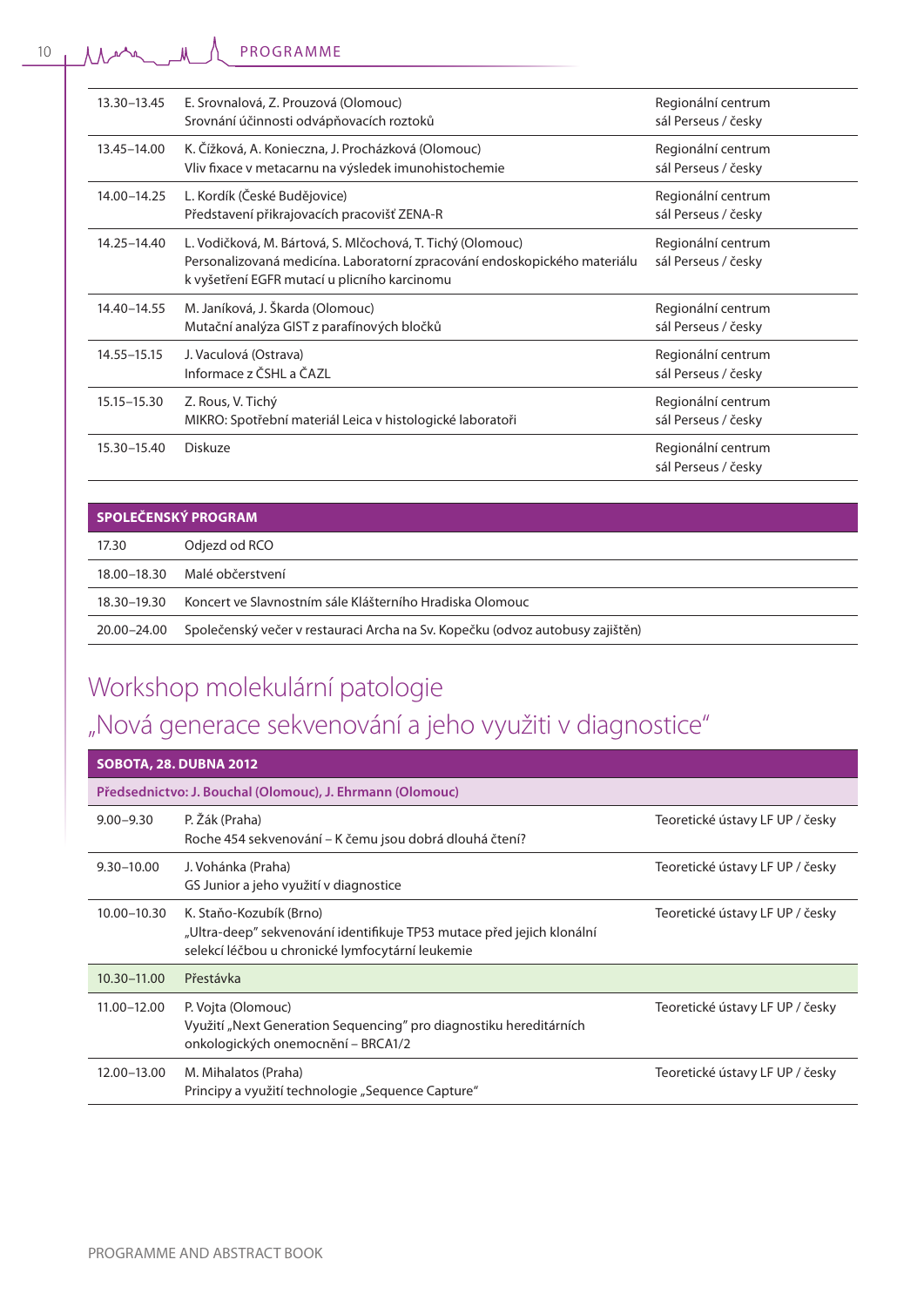| | | |
|---|---|---|
| 13.30–13.45 | E. Srovnalová, Z. Prouzová (Olomouc)<br>Srovnání účinnosti odvápňovacích roztoků | Regionální centrum<br>sál Perseus / česky |
| 13.45–14.00 | K. Čížková, A. Konieczna, J. Procházková (Olomouc)<br>Vliv fixace v metacarnu na výsledek imunohistochemie | Regionální centrum<br>sál Perseus / česky |
| 14.00–14.25 | L. Kordík (České Budějovice)<br>Představení přikrajovacích pracovišť ZENA-R | Regionální centrum<br>sál Perseus / česky |
| 14.25–14.40 | L. Vodičková, M. Bártová, S. Mlčochová, T. Tichý (Olomouc)<br>Personalizovaná medicína. Laboratorní zpracování endoskopického materiálu k vyšetření EGFR mutací u plicního karcinomu | Regionální centrum<br>sál Perseus / česky |
| 14.40–14.55 | M. Janíková, J. Škarda (Olomouc)<br>Mutační analýza GIST z parafínových bločků | Regionální centrum<br>sál Perseus / česky |
| 14.55–15.15 | J. Vaculová (Ostrava)<br>Informace z ČSHL a ČAZL | Regionální centrum<br>sál Perseus / česky |
| 15.15–15.30 | Z. Rous, V. Tichý<br>MIKRO: Spotřební materiál Leica v histologické laboratoři | Regionální centrum<br>sál Perseus / česky |
| 15.30–15.40 | Diskuze | Regionální centrum<br>sál Perseus / česky |

| **SPOLEČENSKÝ PROGRAM** | |
|---|---|
| 17.30 | Odjezd od RCO |
| 18.00–18.30 | Malé občerstvení |
| 18.30–19.30 | Koncert ve Slavnostním sále Klášterního Hradiska Olomouc |
| 20.00–24.00 | Společenský večer v restauraci Archa na Sv. Kopečku (odvoz autobusy zajištěn) |

# Workshop molekulární patologie

## „Nová generace sekvenování a jeho využiti v diagnostice"

| **SOBOTA, 28. DUBNA 2012** | | |
|---|---|---|
| **Předsednictvo: J. Bouchal (Olomouc), J. Ehrmann (Olomouc)** | | |
| 9.00–9.30 | P. Žák (Praha)<br>Roche 454 sekvenování – K čemu jsou dobrá dlouhá čtení? | Teoretické ústavy LF UP / česky |
| 9.30–10.00 | J. Vohánka (Praha)<br>GS Junior a jeho využití v diagnostice | Teoretické ústavy LF UP / česky |
| 10.00–10.30 | K. Staňo-Kozubík (Brno)<br>„Ultra-deep" sekvenování identifikuje TP53 mutace před jejich klonální selekcí léčbou u chronické lymfocytární leukemie | Teoretické ústavy LF UP / česky |
| 10.30–11.00 | Přestávka | |
| 11.00–12.00 | P. Vojta (Olomouc)<br>Využití „Next Generation Sequencing" pro diagnostiku hereditárních onkologických onemocnění – BRCA1/2 | Teoretické ústavy LF UP / česky |
| 12.00–13.00 | M. Mihalatos (Praha)<br>Principy a využití technologie „Sequence Capture" | Teoretické ústavy LF UP / česky |